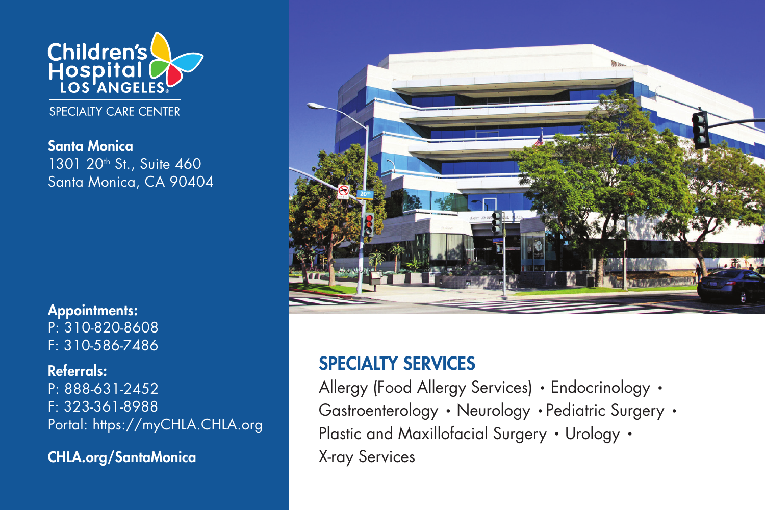# Children's Hospital LOS ANGELES

SPECIALTY CARE CENTER

**Santa Monica**
1301 20th St., Suite 460
Santa Monica, CA 90404

**Appointments:**
P: 310-820-8608
F: 310-586-7486

**Referrals:**
P: 888-631-2452
F: 323-361-8988
Portal: https://myCHLA.CHLA.org

**CHLA.org/SantaMonica**

## SPECIALTY SERVICES

Allergy (Food Allergy Services) • Endocrinology • Gastroenterology • Neurology • Pediatric Surgery • Plastic and Maxillofacial Surgery • Urology • X-ray Services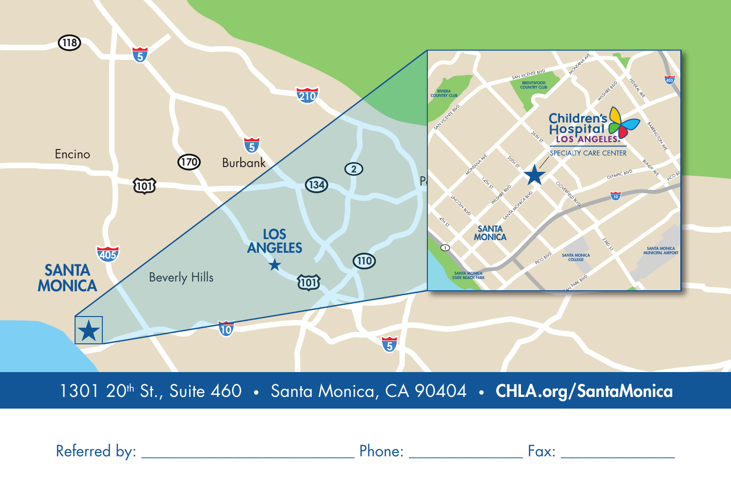1301 20th St., Suite 460 • Santa Monica, CA 90404 • **CHLA.org/SantaMonica**

Referred by: ___________________________ Phone: ______________ Fax: ______________